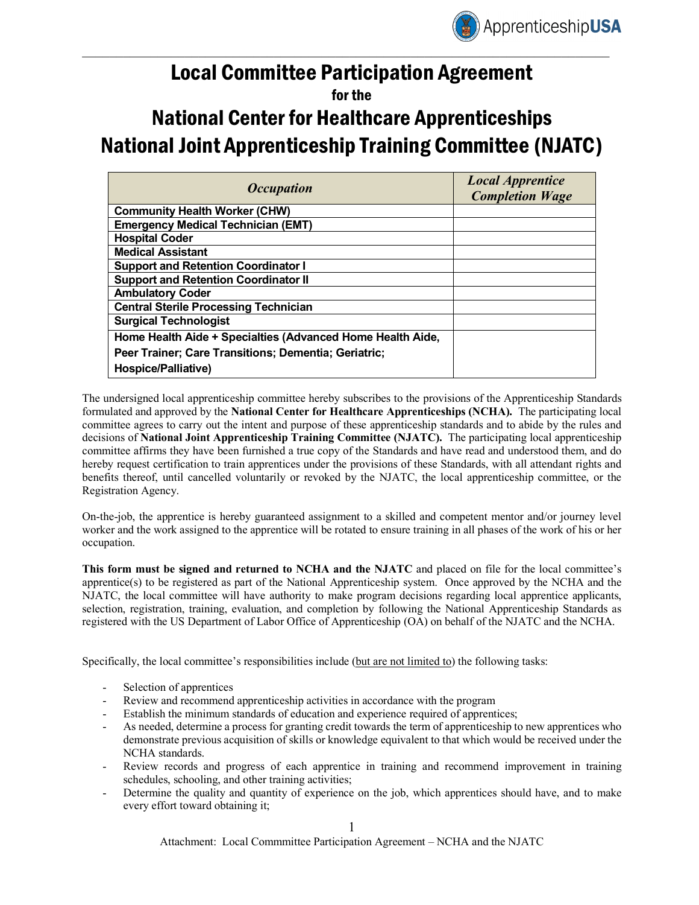# Local Committee Participation Agreement

for the

# National Center for Healthcare Apprenticeships National Joint Apprenticeship Training Committee (NJATC)

| *Occupation* | *Local Apprentice Completion Wage* |
|---|---|
| **Community Health Worker (CHW)** | |
| **Emergency Medical Technician (EMT)** | |
| **Hospital Coder** | |
| **Medical Assistant** | |
| **Support and Retention Coordinator I** | |
| **Support and Retention Coordinator II** | |
| **Ambulatory Coder** | |
| **Central Sterile Processing Technician** | |
| **Surgical Technologist** | |
| **Home Health Aide + Specialties (Advanced Home Health Aide, Peer Trainer; Care Transitions; Dementia; Geriatric; Hospice/Palliative)** | |

The undersigned local apprenticeship committee hereby subscribes to the provisions of the Apprenticeship Standards formulated and approved by the **National Center for Healthcare Apprenticeships (NCHA).** The participating local committee agrees to carry out the intent and purpose of these apprenticeship standards and to abide by the rules and decisions of **National Joint Apprenticeship Training Committee (NJATC).** The participating local apprenticeship committee affirms they have been furnished a true copy of the Standards and have read and understood them, and do hereby request certification to train apprentices under the provisions of these Standards, with all attendant rights and benefits thereof, until cancelled voluntarily or revoked by the NJATC, the local apprenticeship committee, or the Registration Agency.

On-the-job, the apprentice is hereby guaranteed assignment to a skilled and competent mentor and/or journey level worker and the work assigned to the apprentice will be rotated to ensure training in all phases of the work of his or her occupation.

**This form must be signed and returned to NCHA and the NJATC** and placed on file for the local committee's apprentice(s) to be registered as part of the National Apprenticeship system. Once approved by the NCHA and the NJATC, the local committee will have authority to make program decisions regarding local apprentice applicants, selection, registration, training, evaluation, and completion by following the National Apprenticeship Standards as registered with the US Department of Labor Office of Apprenticeship (OA) on behalf of the NJATC and the NCHA.

Specifically, the local committee's responsibilities include (<u>but are not limited to</u>) the following tasks:

- Selection of apprentices
- Review and recommend apprenticeship activities in accordance with the program
- Establish the minimum standards of education and experience required of apprentices;
- As needed, determine a process for granting credit towards the term of apprenticeship to new apprentices who demonstrate previous acquisition of skills or knowledge equivalent to that which would be received under the NCHA standards.
- Review records and progress of each apprentice in training and recommend improvement in training schedules, schooling, and other training activities;
- Determine the quality and quantity of experience on the job, which apprentices should have, and to make every effort toward obtaining it;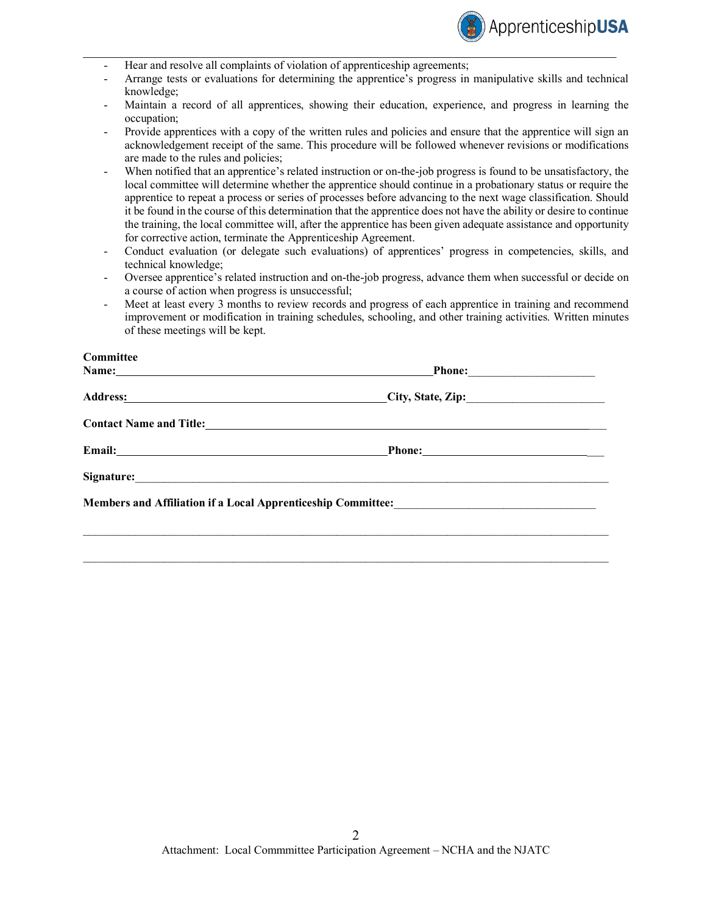- Hear and resolve all complaints of violation of apprenticeship agreements;
- Arrange tests or evaluations for determining the apprentice's progress in manipulative skills and technical knowledge;
- Maintain a record of all apprentices, showing their education, experience, and progress in learning the occupation;
- Provide apprentices with a copy of the written rules and policies and ensure that the apprentice will sign an acknowledgement receipt of the same. This procedure will be followed whenever revisions or modifications are made to the rules and policies;
- When notified that an apprentice's related instruction or on-the-job progress is found to be unsatisfactory, the local committee will determine whether the apprentice should continue in a probationary status or require the apprentice to repeat a process or series of processes before advancing to the next wage classification. Should it be found in the course of this determination that the apprentice does not have the ability or desire to continue the training, the local committee will, after the apprentice has been given adequate assistance and opportunity for corrective action, terminate the Apprenticeship Agreement.
- Conduct evaluation (or delegate such evaluations) of apprentices' progress in competencies, skills, and technical knowledge;
- Oversee apprentice's related instruction and on-the-job progress, advance them when successful or decide on a course of action when progress is unsuccessful;
- Meet at least every 3 months to review records and progress of each apprentice in training and recommend improvement or modification in training schedules, schooling, and other training activities. Written minutes of these meetings will be kept.

**Committee Name:**_______________________________________________ **Phone:**____________________

**Address:**_______________________________________________ **City, State, Zip:**____________________

**Contact Name and Title:**_______________________________________________________________

**Email:**_______________________________________________ **Phone:**____________________________

**Signature:**_____________________________________________________________________________

**Members and Affiliation if a Local Apprenticeship Committee:**________________________________

_________________________________________________________________________________________

_________________________________________________________________________________________

Attachment: Local Commmittee Participation Agreement – NCHA and the NJATC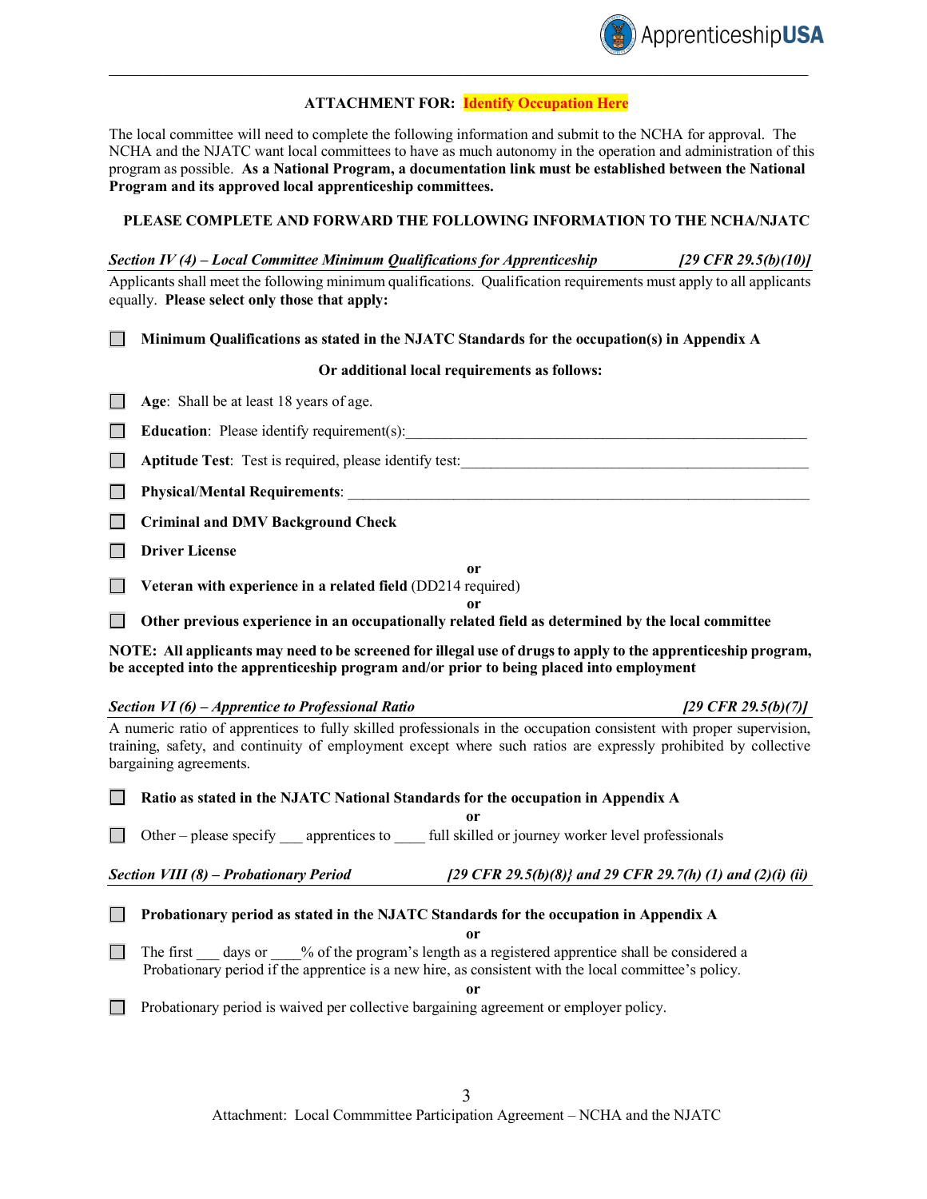**ATTACHMENT FOR: Identify Occupation Here**

The local committee will need to complete the following information and submit to the NCHA for approval. The NCHA and the NJATC want local committees to have as much autonomy in the operation and administration of this program as possible. **As a National Program, a documentation link must be established between the National Program and its approved local apprenticeship committees.**

**PLEASE COMPLETE AND FORWARD THE FOLLOWING INFORMATION TO THE NCHA/NJATC**

***Section IV (4) – Local Committee Minimum Qualifications for Apprenticeship [29 CFR 29.5(b)(10)]***

Applicants shall meet the following minimum qualifications. Qualification requirements must apply to all applicants equally. **Please select only those that apply:**

☐ **Minimum Qualifications as stated in the NJATC Standards for the occupation(s) in Appendix A**

**Or additional local requirements as follows:**

☐ **Age**: Shall be at least 18 years of age.

☐ **Education**: Please identify requirement(s):_______________________________________________

☐ **Aptitude Test**: Test is required, please identify test:_________________________________________

☐ **Physical/Mental Requirements**: _______________________________________________________

☐ **Criminal and DMV Background Check**

☐ **Driver License**

**or**

☐ **Veteran with experience in a related field** (DD214 required)

**or**

☐ **Other previous experience in an occupationally related field as determined by the local committee**

**NOTE: All applicants may need to be screened for illegal use of drugs to apply to the apprenticeship program, be accepted into the apprenticeship program and/or prior to being placed into employment**

***Section VI (6) – Apprentice to Professional Ratio [29 CFR 29.5(b)(7)]***

A numeric ratio of apprentices to fully skilled professionals in the occupation consistent with proper supervision, training, safety, and continuity of employment except where such ratios are expressly prohibited by collective bargaining agreements.

☐ **Ratio as stated in the NJATC National Standards for the occupation in Appendix A**

**or**

☐ Other – please specify ___ apprentices to ____ full skilled or journey worker level professionals

***Section VIII (8) – Probationary Period [29 CFR 29.5(b)(8)} and 29 CFR 29.7(h) (1) and (2)(i) (ii)***

☐ **Probationary period as stated in the NJATC Standards for the occupation in Appendix A**

**or**

☐ The first ___ days or ____% of the program's length as a registered apprentice shall be considered a Probationary period if the apprentice is a new hire, as consistent with the local committee's policy.

**or**

☐ Probationary period is waived per collective bargaining agreement or employer policy.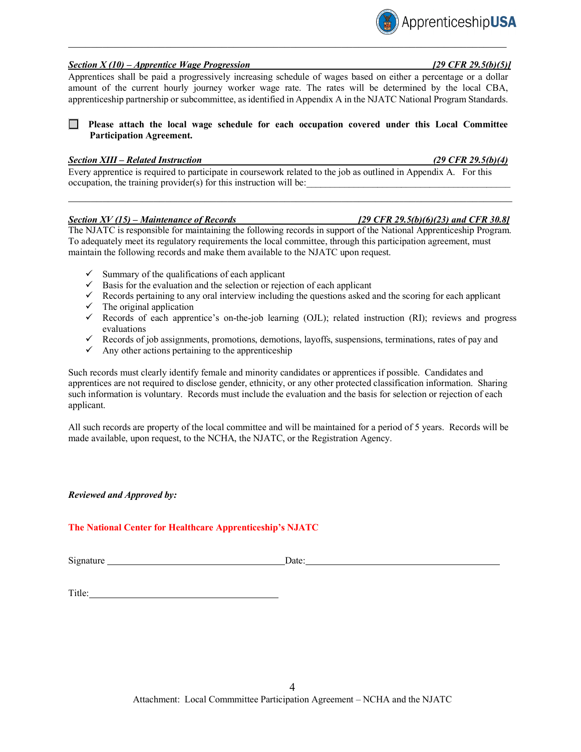***Section X (10) – Apprentice Wage Progression*** ***[29 CFR 29.5(b)(5)]***

Apprentices shall be paid a progressively increasing schedule of wages based on either a percentage or a dollar amount of the current hourly journey worker wage rate. The rates will be determined by the local CBA, apprenticeship partnership or subcommittee, as identified in Appendix A in the NJATC National Program Standards.

☐ **Please attach the local wage schedule for each occupation covered under this Local Committee Participation Agreement.**

***Section XIII – Related Instruction*** ***(29 CFR 29.5(b)(4)***

Every apprentice is required to participate in coursework related to the job as outlined in Appendix A. For this occupation, the training provider(s) for this instruction will be:____________________________________________

_____________________________________________________________________________________

***Section XV (15) – Maintenance of Records*** ***[29 CFR 29.5(b)(6)(23) and CFR 30.8]***

The NJATC is responsible for maintaining the following records in support of the National Apprenticeship Program. To adequately meet its regulatory requirements the local committee, through this participation agreement, must maintain the following records and make them available to the NJATC upon request.

- ✓ Summary of the qualifications of each applicant
- ✓ Basis for the evaluation and the selection or rejection of each applicant
- ✓ Records pertaining to any oral interview including the questions asked and the scoring for each applicant
- ✓ The original application
- ✓ Records of each apprentice's on-the-job learning (OJL); related instruction (RI); reviews and progress evaluations
- ✓ Records of job assignments, promotions, demotions, layoffs, suspensions, terminations, rates of pay and
- ✓ Any other actions pertaining to the apprenticeship

Such records must clearly identify female and minority candidates or apprentices if possible. Candidates and apprentices are not required to disclose gender, ethnicity, or any other protected classification information. Sharing such information is voluntary. Records must include the evaluation and the basis for selection or rejection of each applicant.

All such records are property of the local committee and will be maintained for a period of 5 years. Records will be made available, upon request, to the NCHA, the NJATC, or the Registration Agency.

***Reviewed and Approved by:***

**The National Center for Healthcare Apprenticeship's NJATC**

Signature ______________________________ Date: ______________________________

Title: ______________________________

Attachment: Local Commmittee Participation Agreement – NCHA and the NJATC